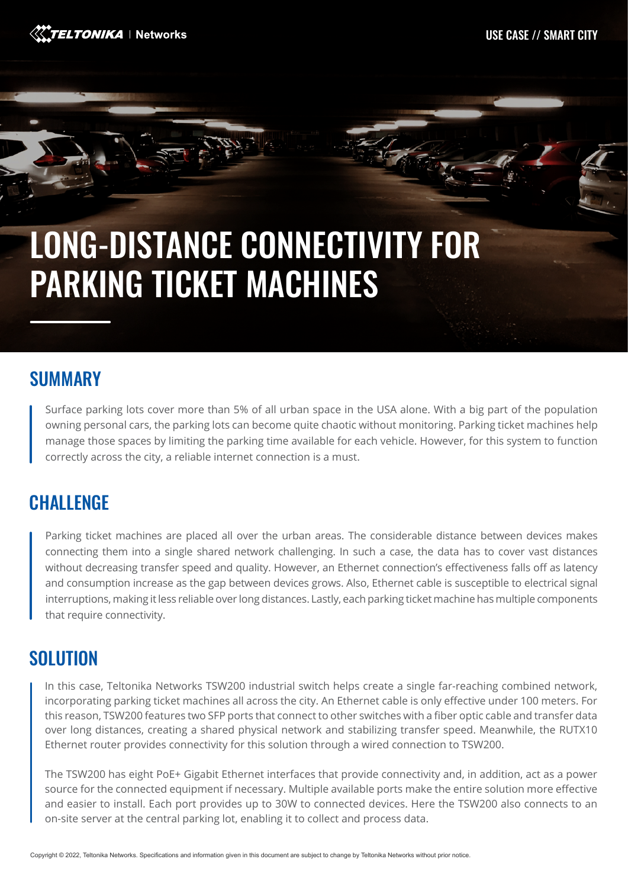USE CASE // SMART CITY

# LONG-DISTANCE CONNECTIVITY FOR PARKING TICKET MACHINES

## SUMMARY

Surface parking lots cover more than 5% of all urban space in the USA alone. With a big part of the population owning personal cars, the parking lots can become quite chaotic without monitoring. Parking ticket machines help manage those spaces by limiting the parking time available for each vehicle. However, for this system to function correctly across the city, a reliable internet connection is a must.

## CHALLENGE

Parking ticket machines are placed all over the urban areas. The considerable distance between devices makes connecting them into a single shared network challenging. In such a case, the data has to cover vast distances without decreasing transfer speed and quality. However, an Ethernet connection's effectiveness falls off as latency and consumption increase as the gap between devices grows. Also, Ethernet cable is susceptible to electrical signal interruptions, making it less reliable over long distances. Lastly, each parking ticket machine has multiple components that require connectivity.

## SOLUTION

In this case, Teltonika Networks TSW200 industrial switch helps create a single far-reaching combined network, incorporating parking ticket machines all across the city. An Ethernet cable is only effective under 100 meters. For this reason, TSW200 features two SFP ports that connect to other switches with a fiber optic cable and transfer data over long distances, creating a shared physical network and stabilizing transfer speed. Meanwhile, the RUTX10 Ethernet router provides connectivity for this solution through a wired connection to TSW200.

The TSW200 has eight PoE+ Gigabit Ethernet interfaces that provide connectivity and, in addition, act as a power source for the connected equipment if necessary. Multiple available ports make the entire solution more effective and easier to install. Each port provides up to 30W to connected devices. Here the TSW200 also connects to an on-site server at the central parking lot, enabling it to collect and process data.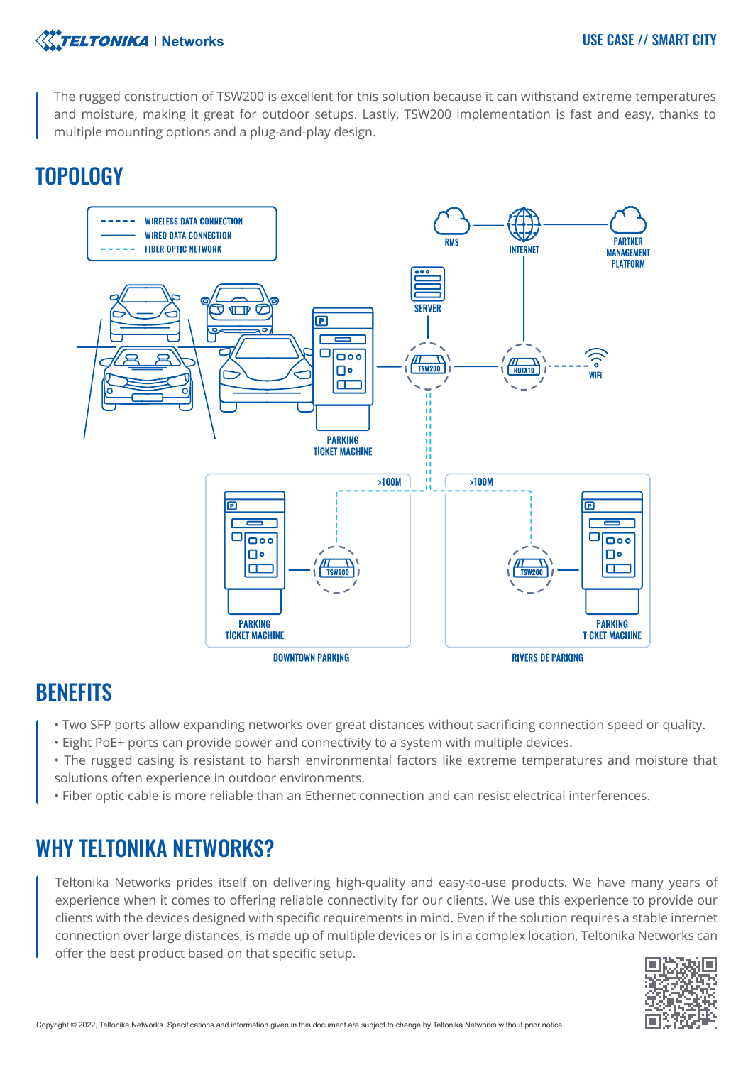The rugged construction of TSW200 is excellent for this solution because it can withstand extreme temperatures and moisture, making it great for outdoor setups. Lastly, TSW200 implementation is fast and easy, thanks to multiple mounting options and a plug-and-play design.

## TOPOLOGY

WIRELESS DATA CONNECTION
WIRED DATA CONNECTION
FIBER OPTIC NETWORK

RMS
INTERNET
PARTNER MANAGEMENT PLATFORM
SERVER
TSW200
RUTX10
WiFi
PARKING TICKET MACHINE
>100M
>100M
TSW200
TSW200
PARKING TICKET MACHINE
PARKING TICKET MACHINE
DOWNTOWN PARKING
RIVERSIDE PARKING

## BENEFITS

- Two SFP ports allow expanding networks over great distances without sacrificing connection speed or quality.
- Eight PoE+ ports can provide power and connectivity to a system with multiple devices.
- The rugged casing is resistant to harsh environmental factors like extreme temperatures and moisture that solutions often experience in outdoor environments.
- Fiber optic cable is more reliable than an Ethernet connection and can resist electrical interferences.

## WHY TELTONIKA NETWORKS?

Teltonika Networks prides itself on delivering high-quality and easy-to-use products. We have many years of experience when it comes to offering reliable connectivity for our clients. We use this experience to provide our clients with the devices designed with specific requirements in mind. Even if the solution requires a stable internet connection over large distances, is made up of multiple devices or is in a complex location, Teltonika Networks can offer the best product based on that specific setup.

Copyright © 2022, Teltonika Networks. Specifications and information given in this document are subject to change by Teltonika Networks without prior notice.